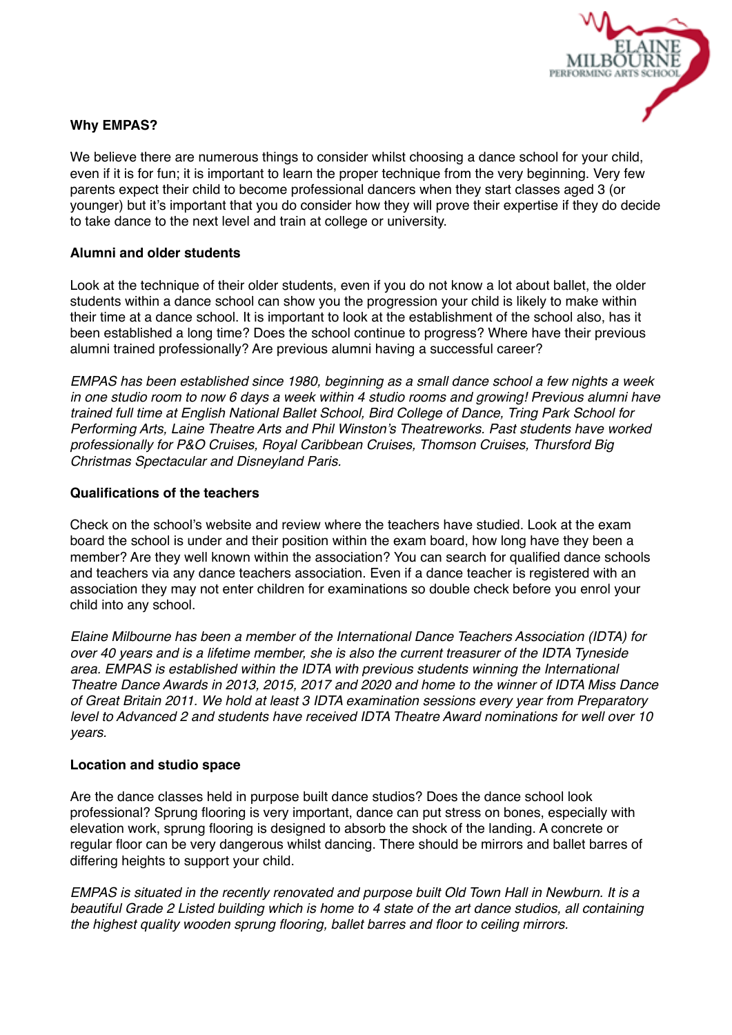## Why EMPAS?

We believe there are numerous things to consider whilst choosing a dance school for your child, even if it is for fun; it is important to learn the proper technique from the very beginning. Very few parents expect their child to become professional dancers when they start classes aged 3 (or younger) but it's important that you do consider how they will prove their expertise if they do decide to take dance to the next level and train at college or university.

### Alumni and older students

Look at the technique of their older students, even if you do not know a lot about ballet, the older students within a dance school can show you the progression your child is likely to make within their time at a dance school. It is important to look at the establishment of the school also, has it been established a long time? Does the school continue to progress? Where have their previous alumni trained professionally? Are previous alumni having a successful career?

*EMPAS has been established since 1980, beginning as a small dance school a few nights a week in one studio room to now 6 days a week within 4 studio rooms and growing! Previous alumni have trained full time at English National Ballet School, Bird College of Dance, Tring Park School for Performing Arts, Laine Theatre Arts and Phil Winston's Theatreworks. Past students have worked professionally for P&O Cruises, Royal Caribbean Cruises, Thomson Cruises, Thursford Big Christmas Spectacular and Disneyland Paris.*

### Qualifications of the teachers

Check on the school's website and review where the teachers have studied. Look at the exam board the school is under and their position within the exam board, how long have they been a member? Are they well known within the association? You can search for qualified dance schools and teachers via any dance teachers association. Even if a dance teacher is registered with an association they may not enter children for examinations so double check before you enrol your child into any school.

*Elaine Milbourne has been a member of the International Dance Teachers Association (IDTA) for over 40 years and is a lifetime member, she is also the current treasurer of the IDTA Tyneside area. EMPAS is established within the IDTA with previous students winning the International Theatre Dance Awards in 2013, 2015, 2017 and 2020 and home to the winner of IDTA Miss Dance of Great Britain 2011. We hold at least 3 IDTA examination sessions every year from Preparatory level to Advanced 2 and students have received IDTA Theatre Award nominations for well over 10 years.*

### Location and studio space

Are the dance classes held in purpose built dance studios? Does the dance school look professional? Sprung flooring is very important, dance can put stress on bones, especially with elevation work, sprung flooring is designed to absorb the shock of the landing. A concrete or regular floor can be very dangerous whilst dancing. There should be mirrors and ballet barres of differing heights to support your child.

*EMPAS is situated in the recently renovated and purpose built Old Town Hall in Newburn. It is a beautiful Grade 2 Listed building which is home to 4 state of the art dance studios, all containing the highest quality wooden sprung flooring, ballet barres and floor to ceiling mirrors.*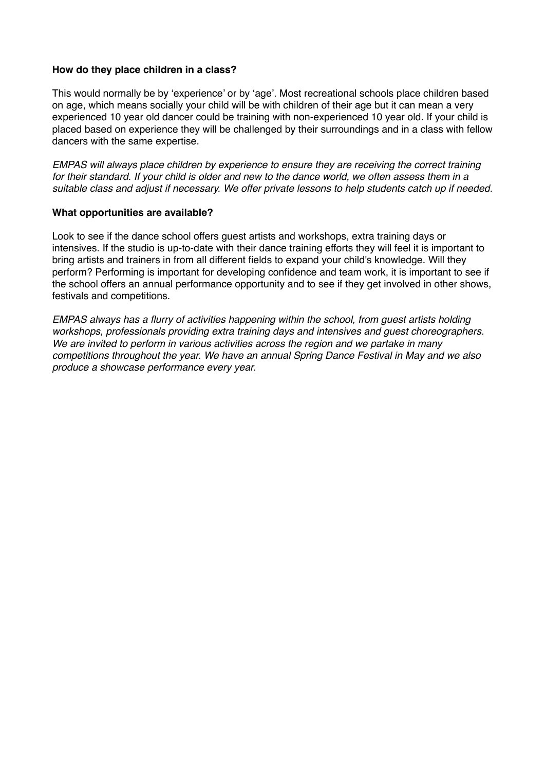**How do they place children in a class?**

This would normally be by 'experience' or by 'age'. Most recreational schools place children based on age, which means socially your child will be with children of their age but it can mean a very experienced 10 year old dancer could be training with non-experienced 10 year old. If your child is placed based on experience they will be challenged by their surroundings and in a class with fellow dancers with the same expertise.

*EMPAS will always place children by experience to ensure they are receiving the correct training for their standard. If your child is older and new to the dance world, we often assess them in a suitable class and adjust if necessary. We offer private lessons to help students catch up if needed.*

**What opportunities are available?**

Look to see if the dance school offers guest artists and workshops, extra training days or intensives. If the studio is up-to-date with their dance training efforts they will feel it is important to bring artists and trainers in from all different fields to expand your child's knowledge. Will they perform? Performing is important for developing confidence and team work, it is important to see if the school offers an annual performance opportunity and to see if they get involved in other shows, festivals and competitions.

*EMPAS always has a flurry of activities happening within the school, from guest artists holding workshops, professionals providing extra training days and intensives and guest choreographers. We are invited to perform in various activities across the region and we partake in many competitions throughout the year. We have an annual Spring Dance Festival in May and we also produce a showcase performance every year.*